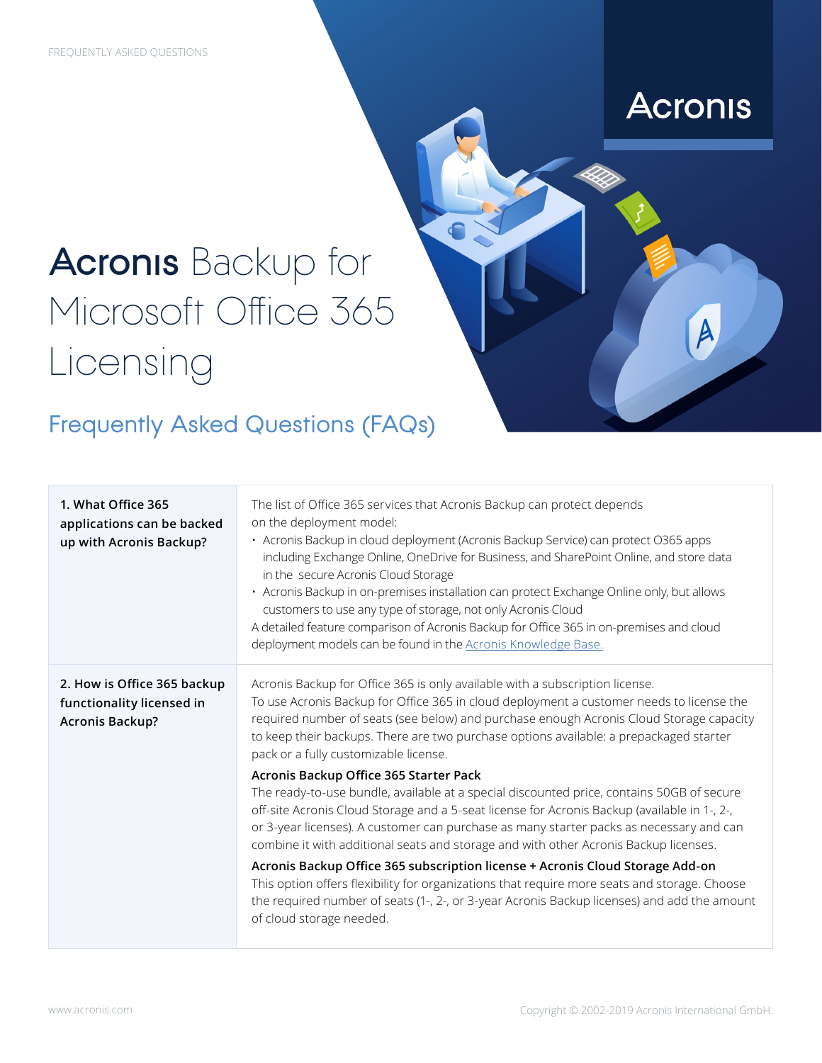# Acronis Backup for Microsoft Office 365 Licensing

## Frequently Asked Questions (FAQs)

| | |
|---|---|
| **1. What Office 365 applications can be backed up with Acronis Backup?** | The list of Office 365 services that Acronis Backup can protect depends on the deployment model:<br>• Acronis Backup in cloud deployment (Acronis Backup Service) can protect O365 apps including Exchange Online, OneDrive for Business, and SharePoint Online, and store data in the secure Acronis Cloud Storage<br>• Acronis Backup in on-premises installation can protect Exchange Online only, but allows customers to use any type of storage, not only Acronis Cloud<br>A detailed feature comparison of Acronis Backup for Office 365 in on-premises and cloud deployment models can be found in the [Acronis Knowledge Base.]() |
| **2. How is Office 365 backup functionality licensed in Acronis Backup?** | Acronis Backup for Office 365 is only available with a subscription license.<br>To use Acronis Backup for Office 365 in cloud deployment a customer needs to license the required number of seats (see below) and purchase enough Acronis Cloud Storage capacity to keep their backups. There are two purchase options available: a prepackaged starter pack or a fully customizable license.<br>**Acronis Backup Office 365 Starter Pack**<br>The ready-to-use bundle, available at a special discounted price, contains 50GB of secure off-site Acronis Cloud Storage and a 5-seat license for Acronis Backup (available in 1-, 2-, or 3-year licenses). A customer can purchase as many starter packs as necessary and can combine it with additional seats and storage and with other Acronis Backup licenses.<br>**Acronis Backup Office 365 subscription license + Acronis Cloud Storage Add-on**<br>This option offers flexibility for organizations that require more seats and storage. Choose the required number of seats (1-, 2-, or 3-year Acronis Backup licenses) and add the amount of cloud storage needed. |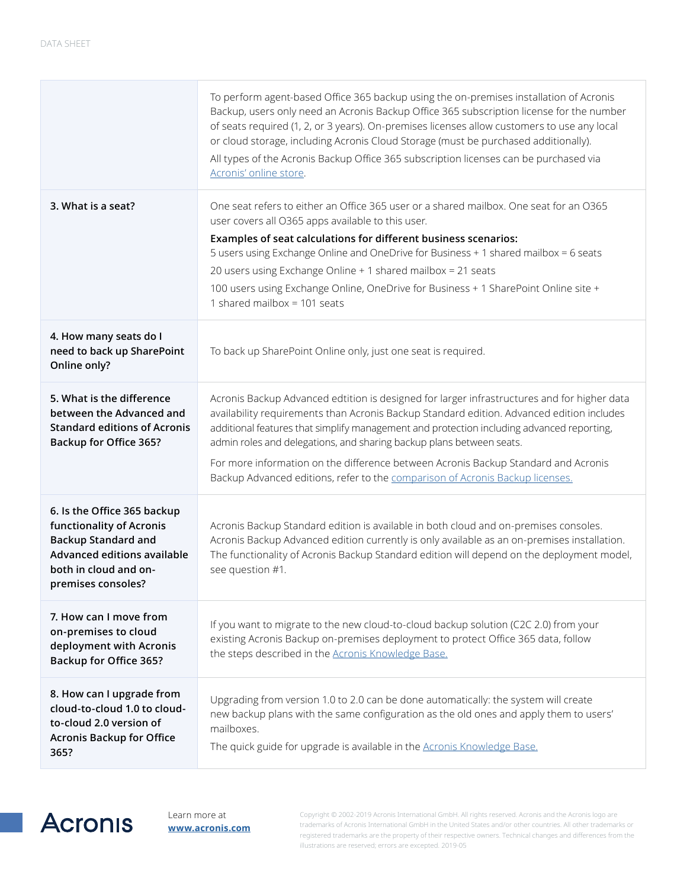| | |
|---|---|
| | To perform agent-based Office 365 backup using the on-premises installation of Acronis Backup, users only need an Acronis Backup Office 365 subscription license for the number of seats required (1, 2, or 3 years). On-premises licenses allow customers to use any local or cloud storage, including Acronis Cloud Storage (must be purchased additionally).<br><br>All types of the Acronis Backup Office 365 subscription licenses can be purchased via Acronis' online store. |
| **3. What is a seat?** | One seat refers to either an Office 365 user or a shared mailbox. One seat for an O365 user covers all O365 apps available to this user.<br><br>**Examples of seat calculations for different business scenarios:**<br>5 users using Exchange Online and OneDrive for Business + 1 shared mailbox = 6 seats<br><br>20 users using Exchange Online + 1 shared mailbox = 21 seats<br><br>100 users using Exchange Online, OneDrive for Business + 1 SharePoint Online site + 1 shared mailbox = 101 seats |
| **4. How many seats do I need to back up SharePoint Online only?** | To back up SharePoint Online only, just one seat is required. |
| **5. What is the difference between the Advanced and Standard editions of Acronis Backup for Office 365?** | Acronis Backup Advanced edtition is designed for larger infrastructures and for higher data availability requirements than Acronis Backup Standard edition. Advanced edition includes additional features that simplify management and protection including advanced reporting, admin roles and delegations, and sharing backup plans between seats.<br><br>For more information on the difference between Acronis Backup Standard and Acronis Backup Advanced editions, refer to the comparison of Acronis Backup licenses. |
| **6. Is the Office 365 backup functionality of Acronis Backup Standard and Advanced editions available both in cloud and on-premises consoles?** | Acronis Backup Standard edition is available in both cloud and on-premises consoles. Acronis Backup Advanced edition currently is only available as an on-premises installation. The functionality of Acronis Backup Standard edition will depend on the deployment model, see question #1. |
| **7. How can I move from on-premises to cloud deployment with Acronis Backup for Office 365?** | If you want to migrate to the new cloud-to-cloud backup solution (C2C 2.0) from your existing Acronis Backup on-premises deployment to protect Office 365 data, follow the steps described in the Acronis Knowledge Base. |
| **8. How can I upgrade from cloud-to-cloud 1.0 to cloud-to-cloud 2.0 version of Acronis Backup for Office 365?** | Upgrading from version 1.0 to 2.0 can be done automatically: the system will create new backup plans with the same configuration as the old ones and apply them to users' mailboxes.<br><br>The quick guide for upgrade is available in the Acronis Knowledge Base. |

Acronis

Learn more at **www.acronis.com**

Copyright © 2002-2019 Acronis International GmbH. All rights reserved. Acronis and the Acronis logo are trademarks of Acronis International GmbH in the United States and/or other countries. All other trademarks or registered trademarks are the property of their respective owners. Technical changes and differences from the illustrations are reserved; errors are excepted. 2019-05